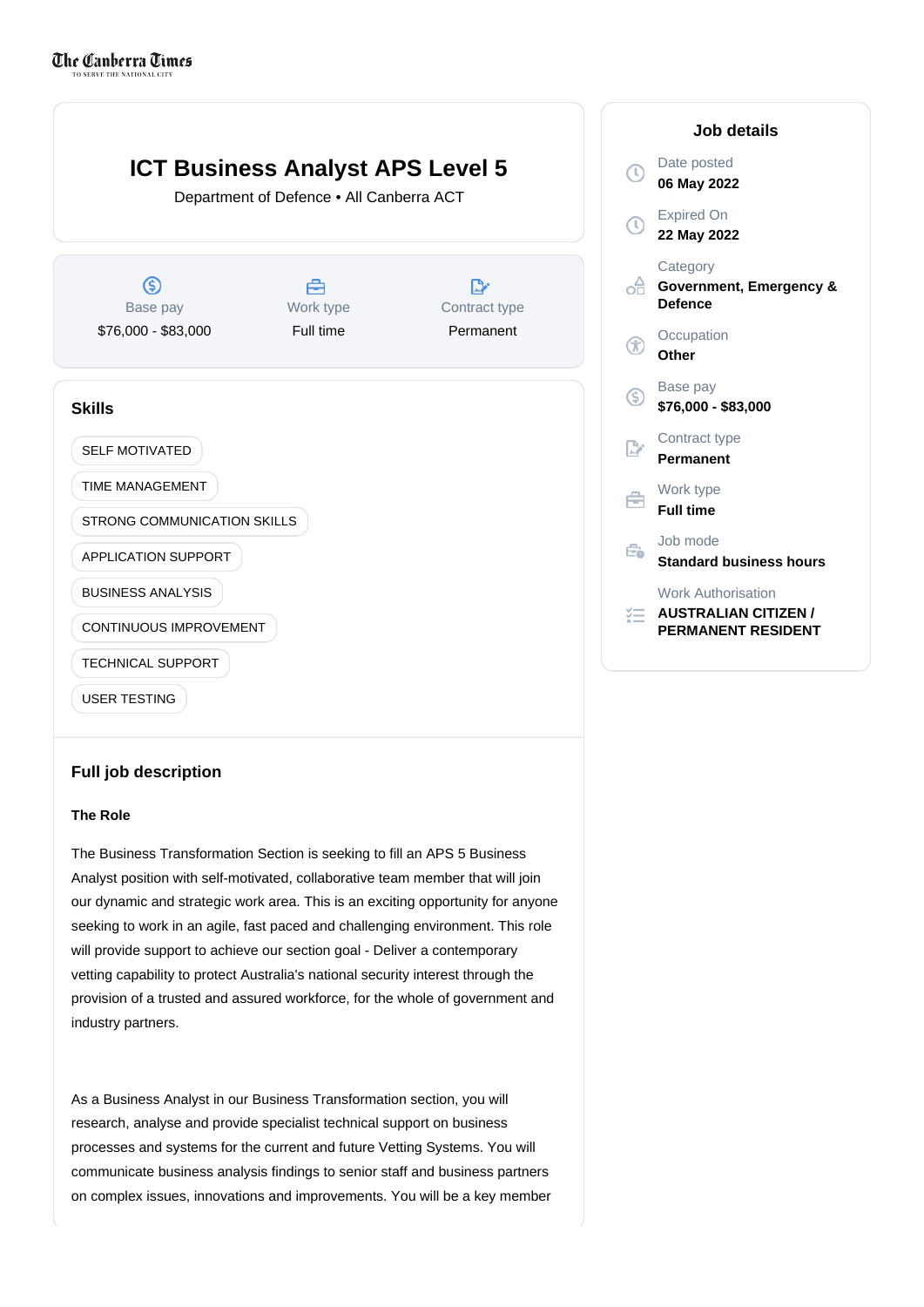The Canberra Times

# ICT Business Analyst APS Level 5

Department of Defence • All Canberra ACT

| Base pay | Work type | Contract type |
|---|---|---|
| $76,000 - $83,000 | Full time | Permanent |

## Job details

- Date posted: **06 May 2022**
- Expired On: **22 May 2022**
- Category: **Government, Emergency & Defence**
- Occupation: **Other**
- Base pay: **$76,000 - $83,000**
- Contract type: **Permanent**
- Work type: **Full time**
- Job mode: **Standard business hours**
- Work Authorisation: **AUSTRALIAN CITIZEN / PERMANENT RESIDENT**

## Skills

- SELF MOTIVATED
- TIME MANAGEMENT
- STRONG COMMUNICATION SKILLS
- APPLICATION SUPPORT
- BUSINESS ANALYSIS
- CONTINUOUS IMPROVEMENT
- TECHNICAL SUPPORT
- USER TESTING

## Full job description

**The Role**

The Business Transformation Section is seeking to fill an APS 5 Business Analyst position with self-motivated, collaborative team member that will join our dynamic and strategic work area. This is an exciting opportunity for anyone seeking to work in an agile, fast paced and challenging environment. This role will provide support to achieve our section goal - Deliver a contemporary vetting capability to protect Australia's national security interest through the provision of a trusted and assured workforce, for the whole of government and industry partners.

As a Business Analyst in our Business Transformation section, you will research, analyse and provide specialist technical support on business processes and systems for the current and future Vetting Systems. You will communicate business analysis findings to senior staff and business partners on complex issues, innovations and improvements. You will be a key member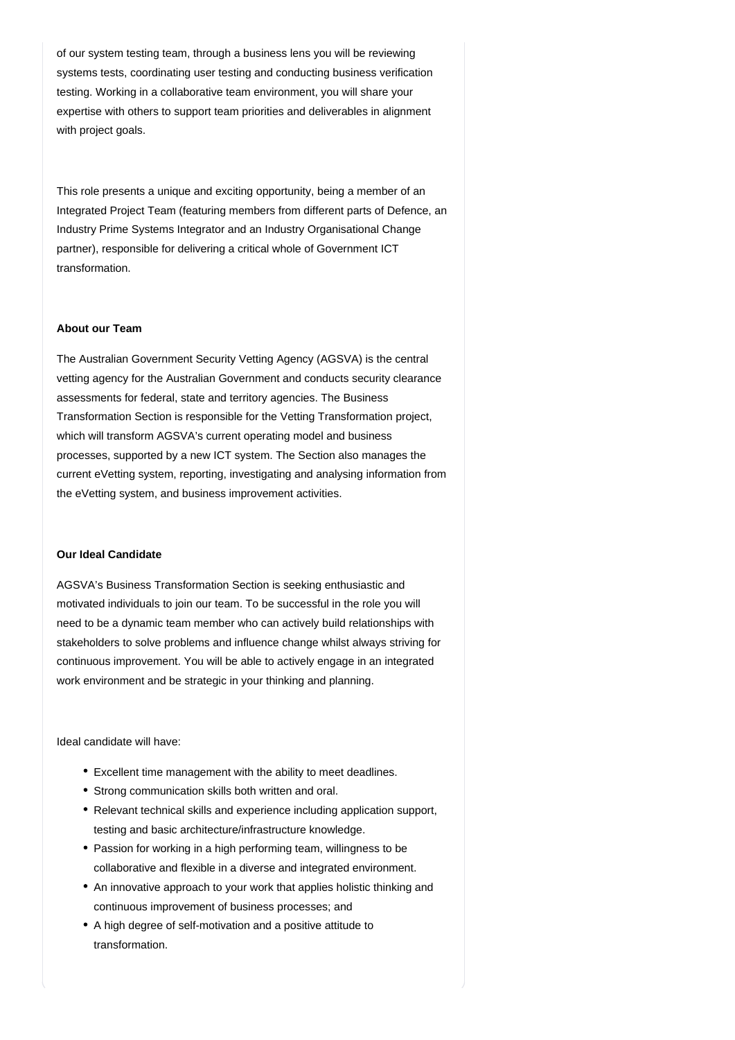of our system testing team, through a business lens you will be reviewing systems tests, coordinating user testing and conducting business verification testing. Working in a collaborative team environment, you will share your expertise with others to support team priorities and deliverables in alignment with project goals.

This role presents a unique and exciting opportunity, being a member of an Integrated Project Team (featuring members from different parts of Defence, an Industry Prime Systems Integrator and an Industry Organisational Change partner), responsible for delivering a critical whole of Government ICT transformation.

**About our Team**

The Australian Government Security Vetting Agency (AGSVA) is the central vetting agency for the Australian Government and conducts security clearance assessments for federal, state and territory agencies. The Business Transformation Section is responsible for the Vetting Transformation project, which will transform AGSVA's current operating model and business processes, supported by a new ICT system. The Section also manages the current eVetting system, reporting, investigating and analysing information from the eVetting system, and business improvement activities.

**Our Ideal Candidate**

AGSVA's Business Transformation Section is seeking enthusiastic and motivated individuals to join our team. To be successful in the role you will need to be a dynamic team member who can actively build relationships with stakeholders to solve problems and influence change whilst always striving for continuous improvement. You will be able to actively engage in an integrated work environment and be strategic in your thinking and planning.

Ideal candidate will have:

- Excellent time management with the ability to meet deadlines.
- Strong communication skills both written and oral.
- Relevant technical skills and experience including application support, testing and basic architecture/infrastructure knowledge.
- Passion for working in a high performing team, willingness to be collaborative and flexible in a diverse and integrated environment.
- An innovative approach to your work that applies holistic thinking and continuous improvement of business processes; and
- A high degree of self-motivation and a positive attitude to transformation.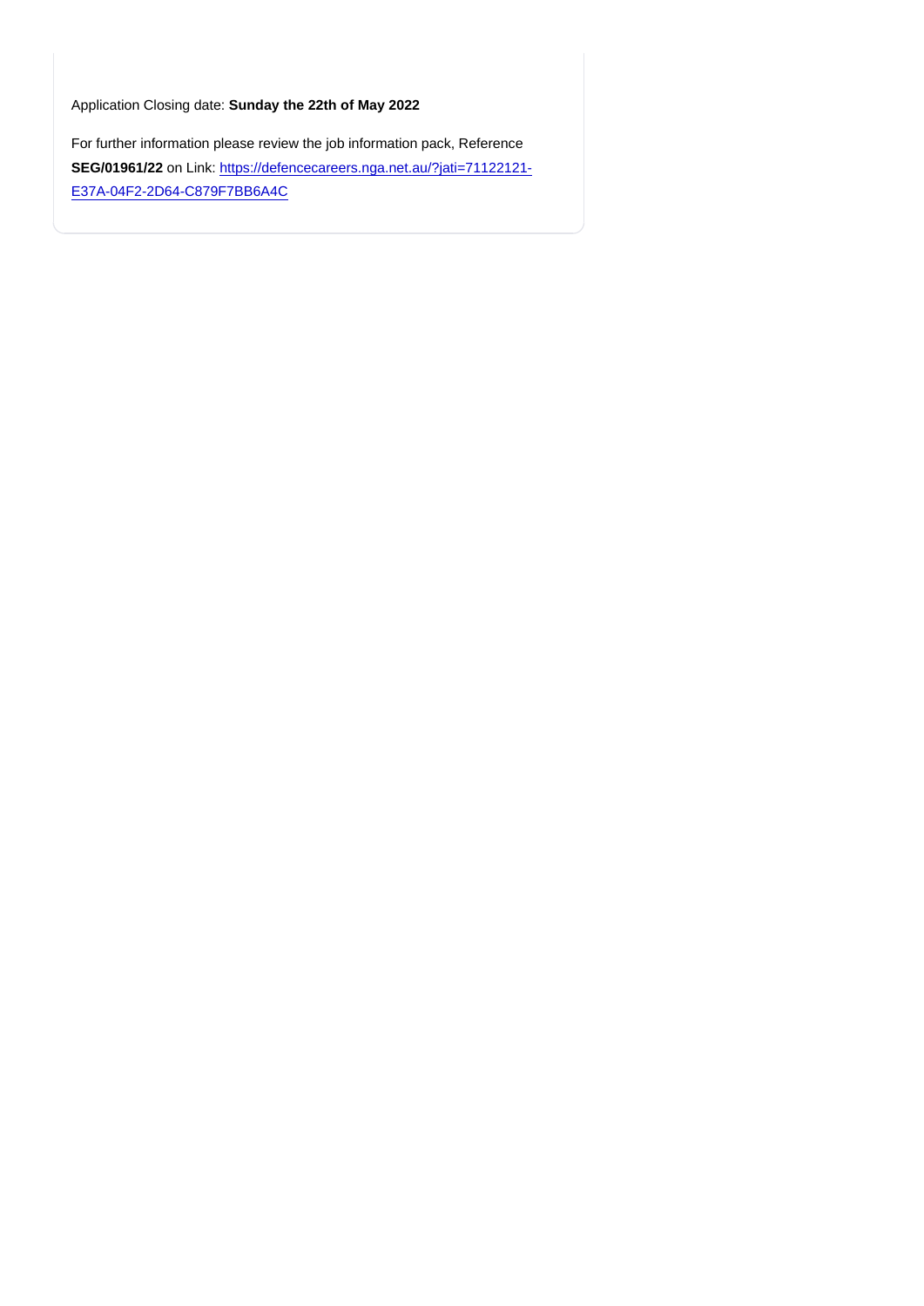Application Closing date: **Sunday the 22th of May 2022**

For further information please review the job information pack, Reference **SEG/01961/22** on Link: [https://defencecareers.nga.net.au/?jati=71122121-E37A-04F2-2D64-C879F7BB6A4C](https://defencecareers.nga.net.au/?jati=71122121-E37A-04F2-2D64-C879F7BB6A4C)